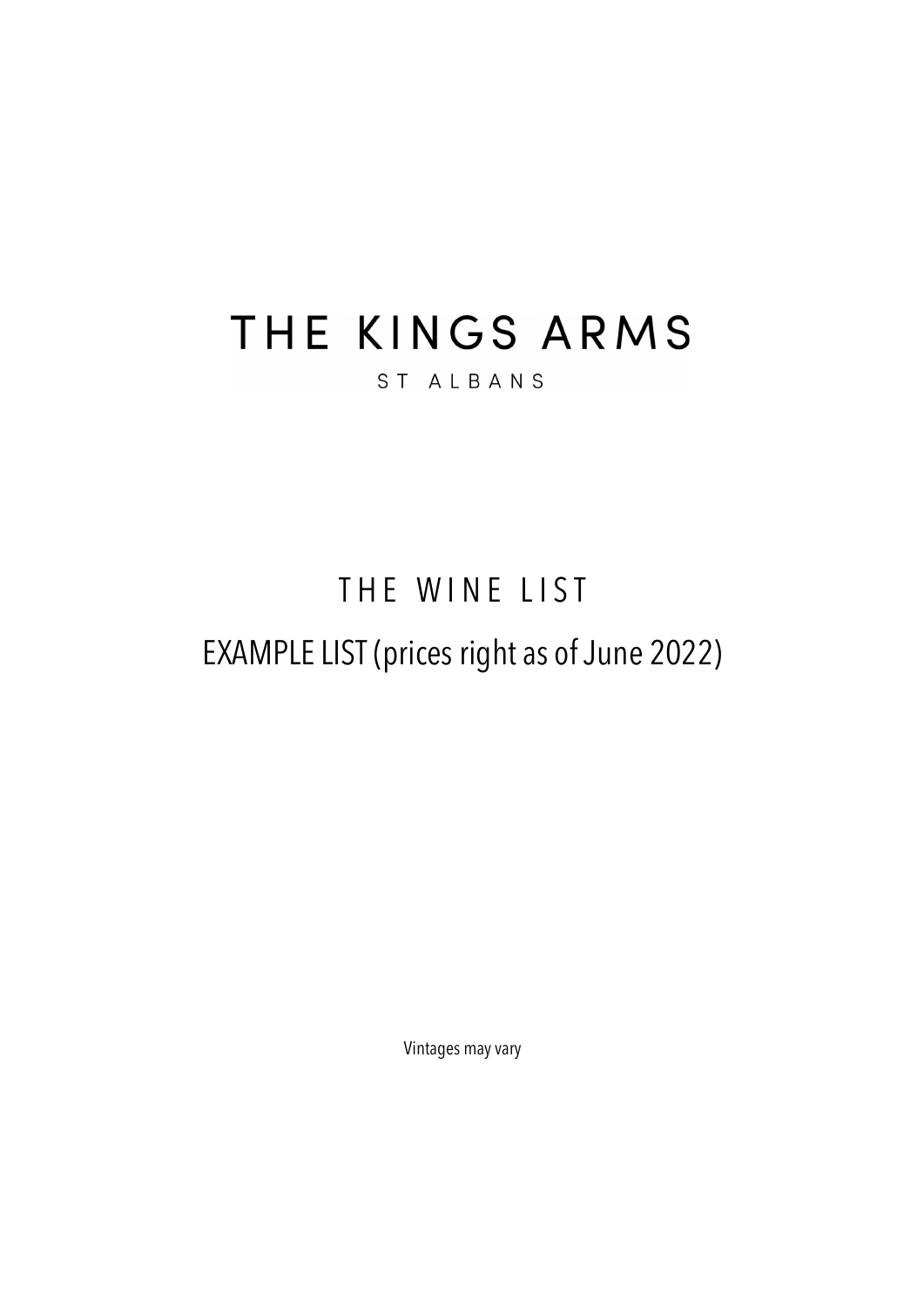# THE KINGS ARMS

ST ALBANS

## THE WINE LIST

EXAMPLE LIST (prices right as of June 2022)

Vintages may vary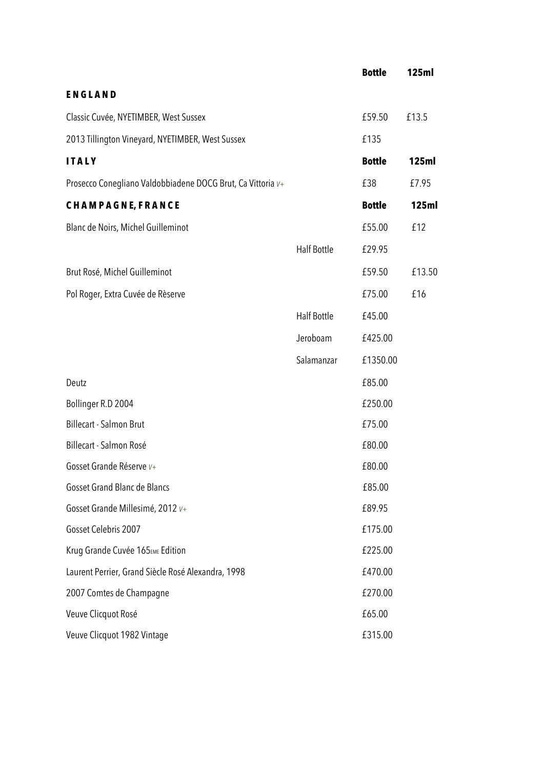| | | Bottle | 125ml |
|---|---|---|---|
| **ENGLAND** | | | |
| Classic Cuvée, NYETIMBER, West Sussex | | £59.50 | £13.5 |
| 2013 Tillington Vineyard, NYETIMBER, West Sussex | | £135 | |
| **ITALY** | | **Bottle** | **125ml** |
| Prosecco Conegliano Valdobbiadene DOCG Brut, Ca Vittoria *V+* | | £38 | £7.95 |
| **CHAMPAGNE, FRANCE** | | **Bottle** | **125ml** |
| Blanc de Noirs, Michel Guilleminot | | £55.00 | £12 |
| | Half Bottle | £29.95 | |
| Brut Rosé, Michel Guilleminot | | £59.50 | £13.50 |
| Pol Roger, Extra Cuvée de Rèserve | | £75.00 | £16 |
| | Half Bottle | £45.00 | |
| | Jeroboam | £425.00 | |
| | Salamanzar | £1350.00 | |
| Deutz | | £85.00 | |
| Bollinger R.D 2004 | | £250.00 | |
| Billecart - Salmon Brut | | £75.00 | |
| Billecart - Salmon Rosé | | £80.00 | |
| Gosset Grande Réserve *V+* | | £80.00 | |
| Gosset Grand Blanc de Blancs | | £85.00 | |
| Gosset Grande Millesimé, 2012 *V+* | | £89.95 | |
| Gosset Celebris 2007 | | £175.00 | |
| Krug Grande Cuvée 165EME Edition | | £225.00 | |
| Laurent Perrier, Grand Siècle Rosé Alexandra, 1998 | | £470.00 | |
| 2007 Comtes de Champagne | | £270.00 | |
| Veuve Clicquot Rosé | | £65.00 | |
| Veuve Clicquot 1982 Vintage | | £315.00 | |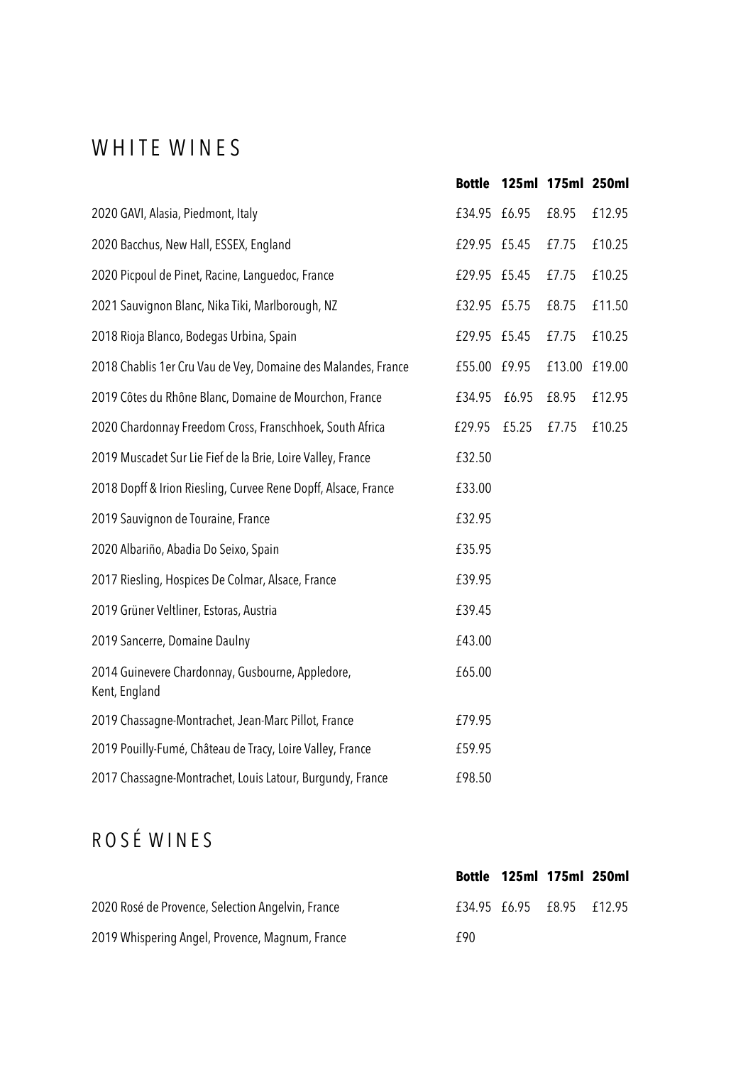# WHITE WINES

| | Bottle | 125ml | 175ml | 250ml |
|---|---|---|---|---|
| 2020 GAVI, Alasia, Piedmont, Italy | £34.95 | £6.95 | £8.95 | £12.95 |
| 2020 Bacchus, New Hall, ESSEX, England | £29.95 | £5.45 | £7.75 | £10.25 |
| 2020 Picpoul de Pinet, Racine, Languedoc, France | £29.95 | £5.45 | £7.75 | £10.25 |
| 2021 Sauvignon Blanc, Nika Tiki, Marlborough, NZ | £32.95 | £5.75 | £8.75 | £11.50 |
| 2018 Rioja Blanco, Bodegas Urbina, Spain | £29.95 | £5.45 | £7.75 | £10.25 |
| 2018 Chablis 1er Cru Vau de Vey, Domaine des Malandes, France | £55.00 | £9.95 | £13.00 | £19.00 |
| 2019 Côtes du Rhône Blanc, Domaine de Mourchon, France | £34.95 | £6.95 | £8.95 | £12.95 |
| 2020 Chardonnay Freedom Cross, Franschhoek, South Africa | £29.95 | £5.25 | £7.75 | £10.25 |
| 2019 Muscadet Sur Lie Fief de la Brie, Loire Valley, France | £32.50 | | | |
| 2018 Dopff & Irion Riesling, Curvee Rene Dopff, Alsace, France | £33.00 | | | |
| 2019 Sauvignon de Touraine, France | £32.95 | | | |
| 2020 Albariño, Abadia Do Seixo, Spain | £35.95 | | | |
| 2017 Riesling, Hospices De Colmar, Alsace, France | £39.95 | | | |
| 2019 Grüner Veltliner, Estoras, Austria | £39.45 | | | |
| 2019 Sancerre, Domaine Daulny | £43.00 | | | |
| 2014 Guinevere Chardonnay, Gusbourne, Appledore, Kent, England | £65.00 | | | |
| 2019 Chassagne-Montrachet, Jean-Marc Pillot, France | £79.95 | | | |
| 2019 Pouilly-Fumé, Château de Tracy, Loire Valley, France | £59.95 | | | |
| 2017 Chassagne-Montrachet, Louis Latour, Burgundy, France | £98.50 | | | |

# ROSÉ WINES

| | Bottle | 125ml | 175ml | 250ml |
|---|---|---|---|---|
| 2020 Rosé de Provence, Selection Angelvin, France | £34.95 | £6.95 | £8.95 | £12.95 |
| 2019 Whispering Angel, Provence, Magnum, France | £90 | | | |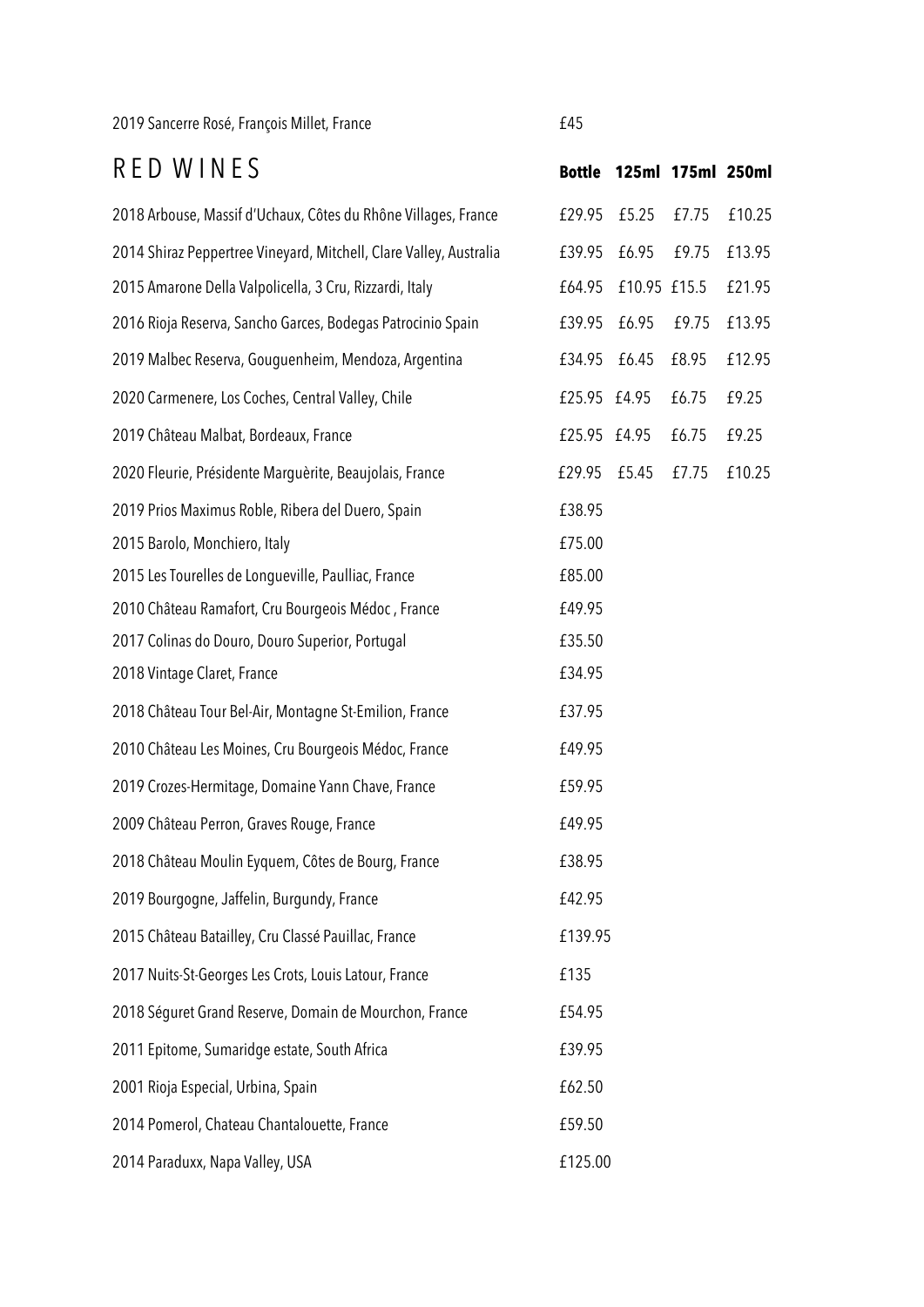2019 Sancerre Rosé, François Millet, France £45

## RED WINES

| | Bottle | 125ml | 175ml | 250ml |
|---|---|---|---|---|
| 2018 Arbouse, Massif d'Uchaux, Côtes du Rhône Villages, France | £29.95 | £5.25 | £7.75 | £10.25 |
| 2014 Shiraz Peppertree Vineyard, Mitchell, Clare Valley, Australia | £39.95 | £6.95 | £9.75 | £13.95 |
| 2015 Amarone Della Valpolicella, 3 Cru, Rizzardi, Italy | £64.95 | £10.95 | £15.5 | £21.95 |
| 2016 Rioja Reserva, Sancho Garces, Bodegas Patrocinio Spain | £39.95 | £6.95 | £9.75 | £13.95 |
| 2019 Malbec Reserva, Gouguenheim, Mendoza, Argentina | £34.95 | £6.45 | £8.95 | £12.95 |
| 2020 Carmenere, Los Coches, Central Valley, Chile | £25.95 | £4.95 | £6.75 | £9.25 |
| 2019 Château Malbat, Bordeaux, France | £25.95 | £4.95 | £6.75 | £9.25 |
| 2020 Fleurie, Présidente Marguèrite, Beaujolais, France | £29.95 | £5.45 | £7.75 | £10.25 |
| 2019 Prios Maximus Roble, Ribera del Duero, Spain | £38.95 | | | |
| 2015 Barolo, Monchiero, Italy | £75.00 | | | |
| 2015 Les Tourelles de Longueville, Paulliac, France | £85.00 | | | |
| 2010 Château Ramafort, Cru Bourgeois Médoc , France | £49.95 | | | |
| 2017 Colinas do Douro, Douro Superior, Portugal | £35.50 | | | |
| 2018 Vintage Claret, France | £34.95 | | | |
| 2018 Château Tour Bel-Air, Montagne St-Emilion, France | £37.95 | | | |
| 2010 Château Les Moines, Cru Bourgeois Médoc, France | £49.95 | | | |
| 2019 Crozes-Hermitage, Domaine Yann Chave, France | £59.95 | | | |
| 2009 Château Perron, Graves Rouge, France | £49.95 | | | |
| 2018 Château Moulin Eyquem, Côtes de Bourg, France | £38.95 | | | |
| 2019 Bourgogne, Jaffelin, Burgundy, France | £42.95 | | | |
| 2015 Château Batailley, Cru Classé Pauillac, France | £139.95 | | | |
| 2017 Nuits-St-Georges Les Crots, Louis Latour, France | £135 | | | |
| 2018 Séguret Grand Reserve, Domain de Mourchon, France | £54.95 | | | |
| 2011 Epitome, Sumaridge estate, South Africa | £39.95 | | | |
| 2001 Rioja Especial, Urbina, Spain | £62.50 | | | |
| 2014 Pomerol, Chateau Chantalouette, France | £59.50 | | | |
| 2014 Paraduxx, Napa Valley, USA | £125.00 | | | |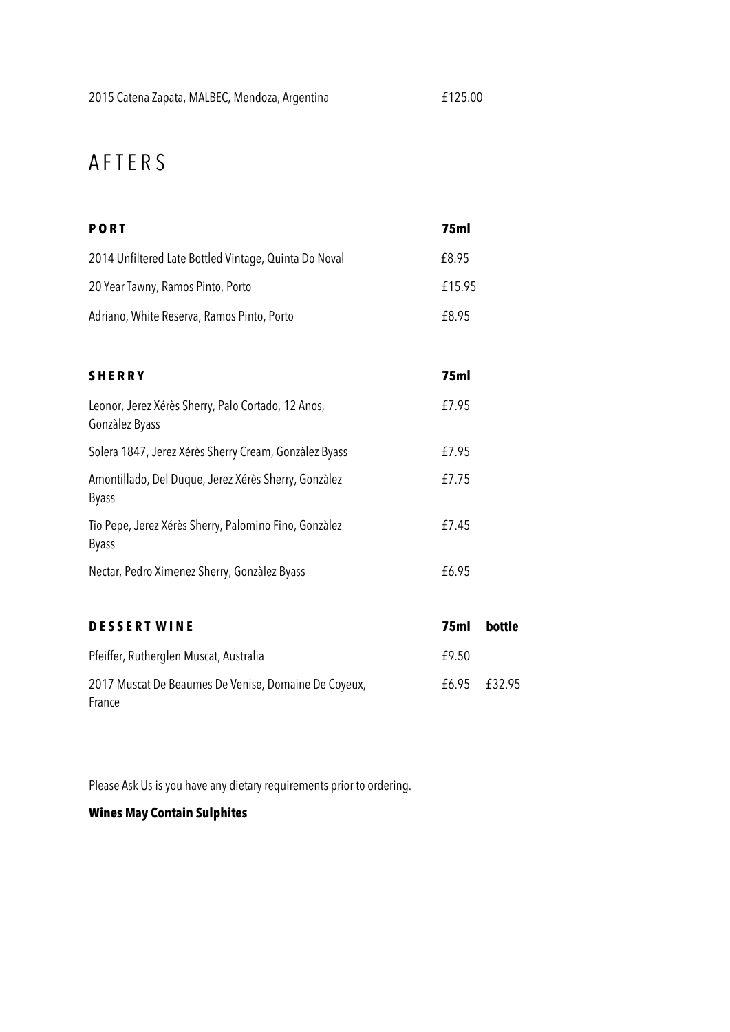| | |
|---|---|
| 2015 Catena Zapata, MALBEC, Mendoza, Argentina | £125.00 |

# AFTERS

| **PORT** | **75ml** |
|---|---|
| 2014 Unfiltered Late Bottled Vintage, Quinta Do Noval | £8.95 |
| 20 Year Tawny, Ramos Pinto, Porto | £15.95 |
| Adriano, White Reserva, Ramos Pinto, Porto | £8.95 |

| **SHERRY** | **75ml** |
|---|---|
| Leonor, Jerez Xérès Sherry, Palo Cortado, 12 Anos, Gonzàlez Byass | £7.95 |
| Solera 1847, Jerez Xérès Sherry Cream, Gonzàlez Byass | £7.95 |
| Amontillado, Del Duque, Jerez Xérès Sherry, Gonzàlez Byass | £7.75 |
| Tio Pepe, Jerez Xérès Sherry, Palomino Fino, Gonzàlez Byass | £7.45 |
| Nectar, Pedro Ximenez Sherry, Gonzàlez Byass | £6.95 |

| **DESSERT WINE** | **75ml** | **bottle** |
|---|---|---|
| Pfeiffer, Rutherglen Muscat, Australia | £9.50 | |
| 2017 Muscat De Beaumes De Venise, Domaine De Coyeux, France | £6.95 | £32.95 |

Please Ask Us is you have any dietary requirements prior to ordering.

**Wines May Contain Sulphites**